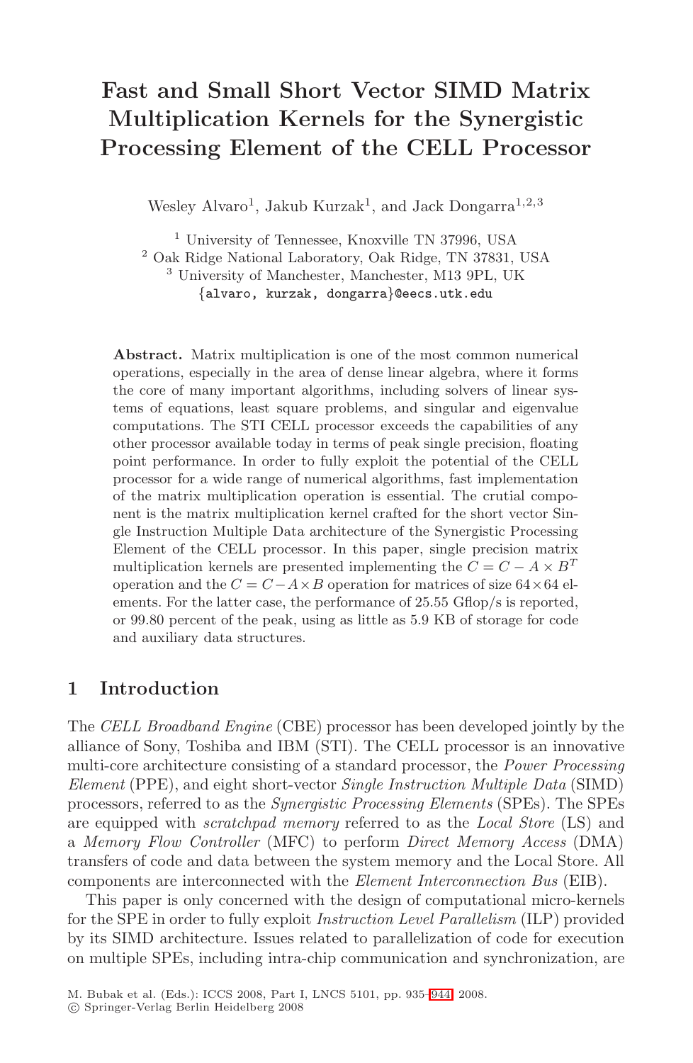# Fast and Small Short Vector SIMD Matrix Multiplication Kernels for the Synergistic Processing Element of the CELL Processor

Wesley Alvaro[1], Jakub Kurzak[1], and Jack Dongarra[1,2,3]

[1] University of Tennessee, Knoxville TN 37996, USA
[2] Oak Ridge National Laboratory, Oak Ridge, TN 37831, USA
[3] University of Manchester, Manchester, M13 9PL, UK
{alvaro, kurzak, dongarra}@eecs.utk.edu

**Abstract.** Matrix multiplication is one of the most common numerical operations, especially in the area of dense linear algebra, where it forms the core of many important algorithms, including solvers of linear systems of equations, least square problems, and singular and eigenvalue computations. The STI CELL processor exceeds the capabilities of any other processor available today in terms of peak single precision, floating point performance. In order to fully exploit the potential of the CELL processor for a wide range of numerical algorithms, fast implementation of the matrix multiplication operation is essential. The crutial component is the matrix multiplication kernel crafted for the short vector Single Instruction Multiple Data architecture of the Synergistic Processing Element of the CELL processor. In this paper, single precision matrix multiplication kernels are presented implementing the $C = C - A \times B^T$ operation and the $C = C - A \times B$ operation for matrices of size $64 \times 64$ elements. For the latter case, the performance of 25.55 Gflop/s is reported, or 99.80 percent of the peak, using as little as 5.9 KB of storage for code and auxiliary data structures.

## 1 Introduction

The *CELL Broadband Engine* (CBE) processor has been developed jointly by the alliance of Sony, Toshiba and IBM (STI). The CELL processor is an innovative multi-core architecture consisting of a standard processor, the *Power Processing Element* (PPE), and eight short-vector *Single Instruction Multiple Data* (SIMD) processors, referred to as the *Synergistic Processing Elements* (SPEs). The SPEs are equipped with *scratchpad memory* referred to as the *Local Store* (LS) and a *Memory Flow Controller* (MFC) to perform *Direct Memory Access* (DMA) transfers of code and data between the system memory and the Local Store. All components are interconnected with the *Element Interconnection Bus* (EIB).

This paper is only concerned with the design of computational micro-kernels for the SPE in order to fully exploit *Instruction Level Parallelism* (ILP) provided by its SIMD architecture. Issues related to parallelization of code for execution on multiple SPEs, including intra-chip communication and synchronization, are

M. Bubak et al. (Eds.): ICCS 2008, Part I, LNCS 5101, pp. 935–944, 2008.
© Springer-Verlag Berlin Heidelberg 2008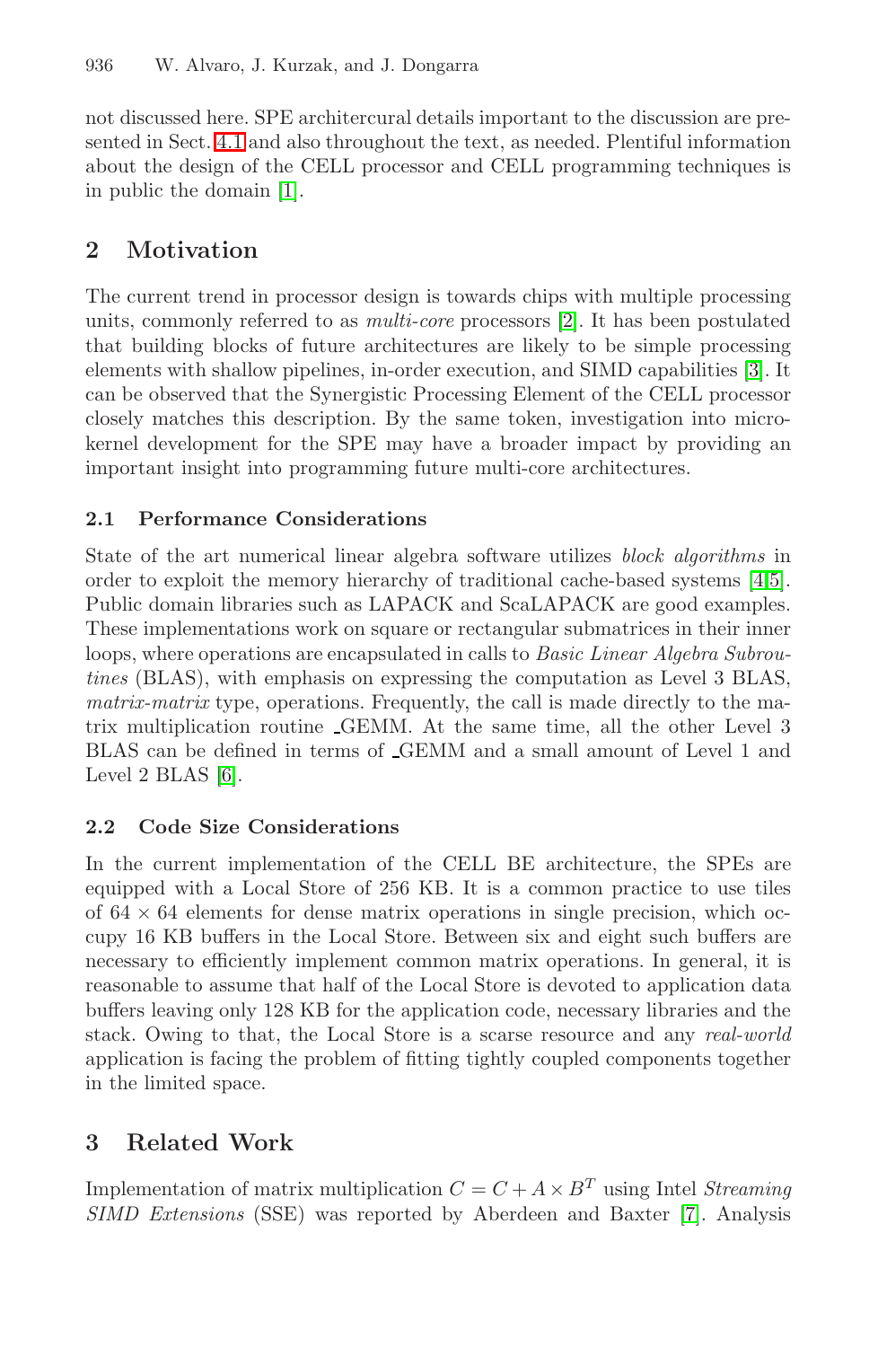not discussed here. SPE architercural details important to the discussion are presented in Sect. 4.1 and also throughout the text, as needed. Plentiful information about the design of the CELL processor and CELL programming techniques is in public the domain [1].

## 2 Motivation

The current trend in processor design is towards chips with multiple processing units, commonly referred to as *multi-core* processors [2]. It has been postulated that building blocks of future architectures are likely to be simple processing elements with shallow pipelines, in-order execution, and SIMD capabilities [3]. It can be observed that the Synergistic Processing Element of the CELL processor closely matches this description. By the same token, investigation into micro-kernel development for the SPE may have a broader impact by providing an important insight into programming future multi-core architectures.

### 2.1 Performance Considerations

State of the art numerical linear algebra software utilizes *block algorithms* in order to exploit the memory hierarchy of traditional cache-based systems [4,5]. Public domain libraries such as LAPACK and ScaLAPACK are good examples. These implementations work on square or rectangular submatrices in their inner loops, where operations are encapsulated in calls to *Basic Linear Algebra Subroutines* (BLAS), with emphasis on expressing the computation as Level 3 BLAS, *matrix-matrix* type, operations. Frequently, the call is made directly to the matrix multiplication routine _GEMM. At the same time, all the other Level 3 BLAS can be defined in terms of _GEMM and a small amount of Level 1 and Level 2 BLAS [6].

### 2.2 Code Size Considerations

In the current implementation of the CELL BE architecture, the SPEs are equipped with a Local Store of 256 KB. It is a common practice to use tiles of $64 \times 64$ elements for dense matrix operations in single precision, which occupy 16 KB buffers in the Local Store. Between six and eight such buffers are necessary to efficiently implement common matrix operations. In general, it is reasonable to assume that half of the Local Store is devoted to application data buffers leaving only 128 KB for the application code, necessary libraries and the stack. Owing to that, the Local Store is a scarse resource and any *real-world* application is facing the problem of fitting tightly coupled components together in the limited space.

## 3 Related Work

Implementation of matrix multiplication $C = C + A \times B^T$ using Intel *Streaming SIMD Extensions* (SSE) was reported by Aberdeen and Baxter [7]. Analysis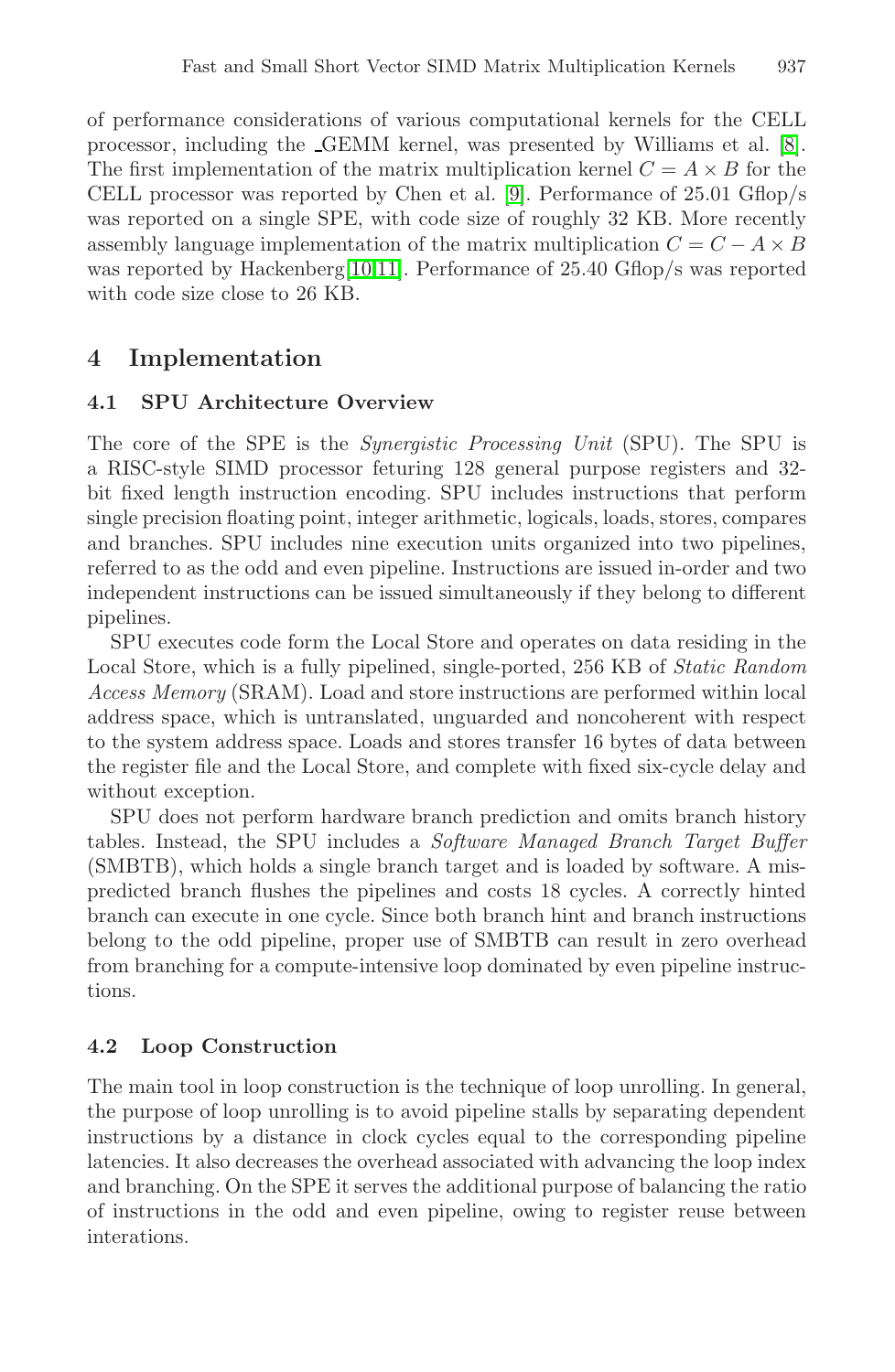of performance considerations of various computational kernels for the CELL processor, including the _GEMM kernel, was presented by Williams et al. [8]. The first implementation of the matrix multiplication kernel $C = A \times B$ for the CELL processor was reported by Chen et al. [9]. Performance of 25.01 Gflop/s was reported on a single SPE, with code size of roughly 32 KB. More recently assembly language implementation of the matrix multiplication $C = C - A \times B$ was reported by Hackenberg[10,11]. Performance of 25.40 Gflop/s was reported with code size close to 26 KB.

## 4 Implementation

### 4.1 SPU Architecture Overview

The core of the SPE is the *Synergistic Processing Unit* (SPU). The SPU is a RISC-style SIMD processor feturing 128 general purpose registers and 32-bit fixed length instruction encoding. SPU includes instructions that perform single precision floating point, integer arithmetic, logicals, loads, stores, compares and branches. SPU includes nine execution units organized into two pipelines, referred to as the odd and even pipeline. Instructions are issued in-order and two independent instructions can be issued simultaneously if they belong to different pipelines.

SPU executes code form the Local Store and operates on data residing in the Local Store, which is a fully pipelined, single-ported, 256 KB of *Static Random Access Memory* (SRAM). Load and store instructions are performed within local address space, which is untranslated, unguarded and noncoherent with respect to the system address space. Loads and stores transfer 16 bytes of data between the register file and the Local Store, and complete with fixed six-cycle delay and without exception.

SPU does not perform hardware branch prediction and omits branch history tables. Instead, the SPU includes a *Software Managed Branch Target Buffer* (SMBTB), which holds a single branch target and is loaded by software. A mispredicted branch flushes the pipelines and costs 18 cycles. A correctly hinted branch can execute in one cycle. Since both branch hint and branch instructions belong to the odd pipeline, proper use of SMBTB can result in zero overhead from branching for a compute-intensive loop dominated by even pipeline instructions.

### 4.2 Loop Construction

The main tool in loop construction is the technique of loop unrolling. In general, the purpose of loop unrolling is to avoid pipeline stalls by separating dependent instructions by a distance in clock cycles equal to the corresponding pipeline latencies. It also decreases the overhead associated with advancing the loop index and branching. On the SPE it serves the additional purpose of balancing the ratio of instructions in the odd and even pipeline, owing to register reuse between interations.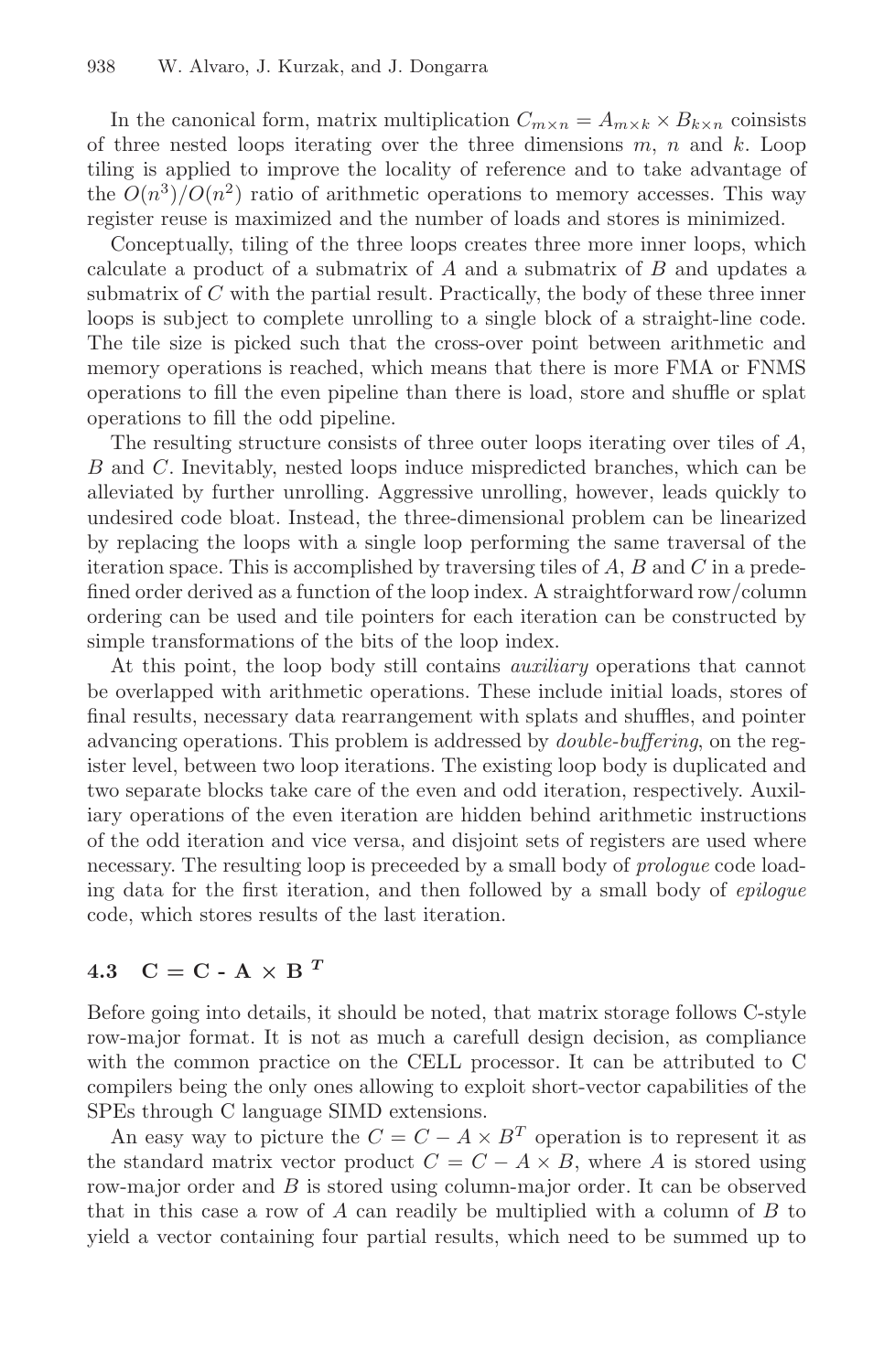In the canonical form, matrix multiplication $C_{m\times n} = A_{m\times k} \times B_{k\times n}$ coinsists of three nested loops iterating over the three dimensions $m$, $n$ and $k$. Loop tiling is applied to improve the locality of reference and to take advantage of the $O(n^3)/O(n^2)$ ratio of arithmetic operations to memory accesses. This way register reuse is maximized and the number of loads and stores is minimized.

Conceptually, tiling of the three loops creates three more inner loops, which calculate a product of a submatrix of $A$ and a submatrix of $B$ and updates a submatrix of $C$ with the partial result. Practically, the body of these three inner loops is subject to complete unrolling to a single block of a straight-line code. The tile size is picked such that the cross-over point between arithmetic and memory operations is reached, which means that there is more FMA or FNMS operations to fill the even pipeline than there is load, store and shuffle or splat operations to fill the odd pipeline.

The resulting structure consists of three outer loops iterating over tiles of $A$, $B$ and $C$. Inevitably, nested loops induce mispredicted branches, which can be alleviated by further unrolling. Aggressive unrolling, however, leads quickly to undesired code bloat. Instead, the three-dimensional problem can be linearized by replacing the loops with a single loop performing the same traversal of the iteration space. This is accomplished by traversing tiles of $A$, $B$ and $C$ in a predefined order derived as a function of the loop index. A straightforward row/column ordering can be used and tile pointers for each iteration can be constructed by simple transformations of the bits of the loop index.

At this point, the loop body still contains *auxiliary* operations that cannot be overlapped with arithmetic operations. These include initial loads, stores of final results, necessary data rearrangement with splats and shuffles, and pointer advancing operations. This problem is addressed by *double-buffering*, on the register level, between two loop iterations. The existing loop body is duplicated and two separate blocks take care of the even and odd iteration, respectively. Auxiliary operations of the even iteration are hidden behind arithmetic instructions of the odd iteration and vice versa, and disjoint sets of registers are used where necessary. The resulting loop is preceeded by a small body of *prologue* code loading data for the first iteration, and then followed by a small body of *epilogue* code, which stores results of the last iteration.

### 4.3 C = C - A × B$^T$

Before going into details, it should be noted, that matrix storage follows C-style row-major format. It is not as much a carefull design decision, as compliance with the common practice on the CELL processor. It can be attributed to C compilers being the only ones allowing to exploit short-vector capabilities of the SPEs through C language SIMD extensions.

An easy way to picture the $C = C - A \times B^T$ operation is to represent it as the standard matrix vector product $C = C - A \times B$, where $A$ is stored using row-major order and $B$ is stored using column-major order. It can be observed that in this case a row of $A$ can readily be multiplied with a column of $B$ to yield a vector containing four partial results, which need to be summed up to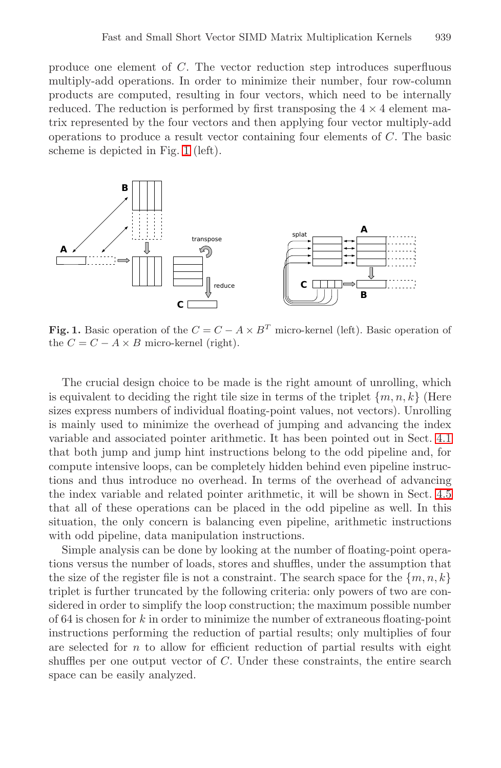produce one element of $C$. The vector reduction step introduces superfluous multiply-add operations. In order to minimize their number, four row-column products are computed, resulting in four vectors, which need to be internally reduced. The reduction is performed by first transposing the $4 \times 4$ element matrix represented by the four vectors and then applying four vector multiply-add operations to produce a result vector containing four elements of $C$. The basic scheme is depicted in Fig. 1 (left).

**Fig. 1.** Basic operation of the $C = C - A \times B^T$ micro-kernel (left). Basic operation of the $C = C - A \times B$ micro-kernel (right).

The crucial design choice to be made is the right amount of unrolling, which is equivalent to deciding the right tile size in terms of the triplet $\{m, n, k\}$ (Here sizes express numbers of individual floating-point values, not vectors). Unrolling is mainly used to minimize the overhead of jumping and advancing the index variable and associated pointer arithmetic. It has been pointed out in Sect. 4.1 that both jump and jump hint instructions belong to the odd pipeline and, for compute intensive loops, can be completely hidden behind even pipeline instructions and thus introduce no overhead. In terms of the overhead of advancing the index variable and related pointer arithmetic, it will be shown in Sect. 4.5 that all of these operations can be placed in the odd pipeline as well. In this situation, the only concern is balancing even pipeline, arithmetic instructions with odd pipeline, data manipulation instructions.

Simple analysis can be done by looking at the number of floating-point operations versus the number of loads, stores and shuffles, under the assumption that the size of the register file is not a constraint. The search space for the $\{m, n, k\}$ triplet is further truncated by the following criteria: only powers of two are considered in order to simplify the loop construction; the maximum possible number of 64 is chosen for $k$ in order to minimize the number of extraneous floating-point instructions performing the reduction of partial results; only multiples of four are selected for $n$ to allow for efficient reduction of partial results with eight shuffles per one output vector of $C$. Under these constraints, the entire search space can be easily analyzed.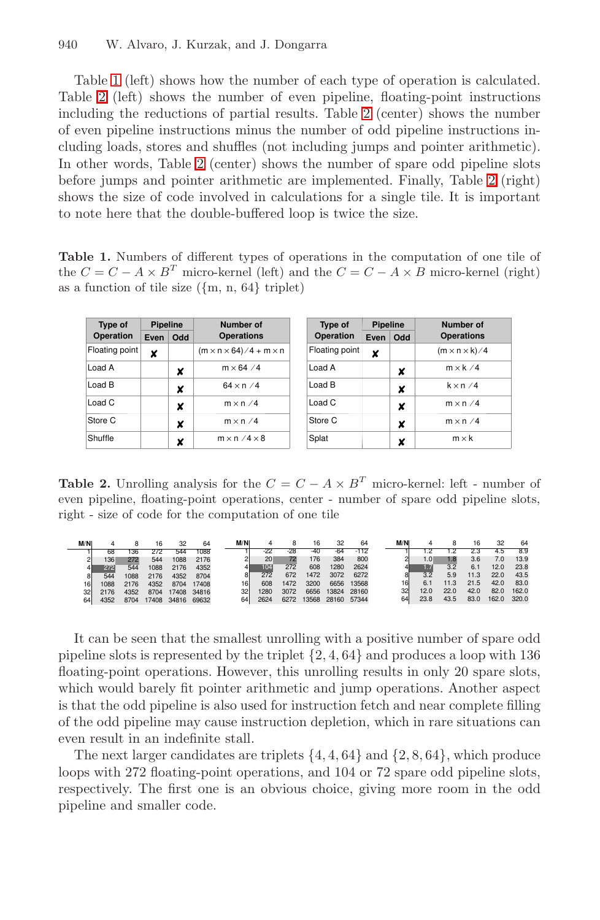Table 1 (left) shows how the number of each type of operation is calculated. Table 2 (left) shows the number of even pipeline, floating-point instructions including the reductions of partial results. Table 2 (center) shows the number of even pipeline instructions minus the number of odd pipeline instructions including loads, stores and shuffles (not including jumps and pointer arithmetic). In other words, Table 2 (center) shows the number of spare odd pipeline slots before jumps and pointer arithmetic are implemented. Finally, Table 2 (right) shows the size of code involved in calculations for a single tile. It is important to note here that the double-buffered loop is twice the size.

**Table 1.** Numbers of different types of operations in the computation of one tile of the $C = C - A \times B^T$ micro-kernel (left) and the $C = C - A \times B$ micro-kernel (right) as a function of tile size ({m, n, 64} triplet)

| Type of Operation | Pipeline Even | Pipeline Odd | Number of Operations |
|---|---|---|---|
| Floating point | ✘ | | (m × n × 64) ⁄ 4 + m × n |
| Load A | | ✘ | m × 64 ⁄ 4 |
| Load B | | ✘ | 64 × n ⁄ 4 |
| Load C | | ✘ | m × n ⁄ 4 |
| Store C | | ✘ | m × n ⁄ 4 |
| Shuffle | | ✘ | m × n ⁄ 4 × 8 |

| Type of Operation | Pipeline Even | Pipeline Odd | Number of Operations |
|---|---|---|---|
| Floating point | ✘ | | (m × n × k) ⁄ 4 |
| Load A | | ✘ | m × k ⁄ 4 |
| Load B | | ✘ | k × n ⁄ 4 |
| Load C | | ✘ | m × n ⁄ 4 |
| Store C | | ✘ | m × n ⁄ 4 |
| Splat | | ✘ | m × k |

**Table 2.** Unrolling analysis for the $C = C - A \times B^T$ micro-kernel: left - number of even pipeline, floating-point operations, center - number of spare odd pipeline slots, right - size of code for the computation of one tile

| M/N | 4 | 8 | 16 | 32 | 64 |
|---|---|---|---|---|---|
| 1 | 68 | 136 | 272 | 544 | 1088 |
| 2 | 136 | 272 | 544 | 1088 | 2176 |
| 4 | 272 | 544 | 1088 | 2176 | 4352 |
| 8 | 544 | 1088 | 2176 | 4352 | 8704 |
| 16 | 1088 | 2176 | 4352 | 8704 | 17408 |
| 32 | 2176 | 4352 | 8704 | 17408 | 34816 |
| 64 | 4352 | 8704 | 17408 | 34816 | 69632 |

| M/N | 4 | 8 | 16 | 32 | 64 |
|---|---|---|---|---|---|
| 1 | -22 | -28 | -40 | -64 | -112 |
| 2 | 20 | 72 | 176 | 384 | 800 |
| 4 | 104 | 272 | 608 | 1280 | 2624 |
| 8 | 272 | 672 | 1472 | 3072 | 6272 |
| 16 | 608 | 1472 | 3200 | 6656 | 13568 |
| 32 | 1280 | 3072 | 6656 | 13824 | 28160 |
| 64 | 2624 | 6272 | 13568 | 28160 | 57344 |

| M/N | 4 | 8 | 16 | 32 | 64 |
|---|---|---|---|---|---|
| 1 | 1.2 | 1.2 | 2.3 | 4.5 | 8.9 |
| 2 | 1.0 | 1.8 | 3.6 | 7.0 | 13.9 |
| 4 | 1.7 | 3.2 | 6.1 | 12.0 | 23.8 |
| 8 | 3.2 | 5.9 | 11.3 | 22.0 | 43.5 |
| 16 | 6.1 | 11.3 | 21.5 | 42.0 | 83.0 |
| 32 | 12.0 | 22.0 | 42.0 | 82.0 | 162.0 |
| 64 | 23.8 | 43.5 | 83.0 | 162.0 | 320.0 |

It can be seen that the smallest unrolling with a positive number of spare odd pipeline slots is represented by the triplet $\{2, 4, 64\}$ and produces a loop with 136 floating-point operations. However, this unrolling results in only 20 spare slots, which would barely fit pointer arithmetic and jump operations. Another aspect is that the odd pipeline is also used for instruction fetch and near complete filling of the odd pipeline may cause instruction depletion, which in rare situations can even result in an indefinite stall.

The next larger candidates are triplets $\{4, 4, 64\}$ and $\{2, 8, 64\}$, which produce loops with 272 floating-point operations, and 104 or 72 spare odd pipeline slots, respectively. The first one is an obvious choice, giving more room in the odd pipeline and smaller code.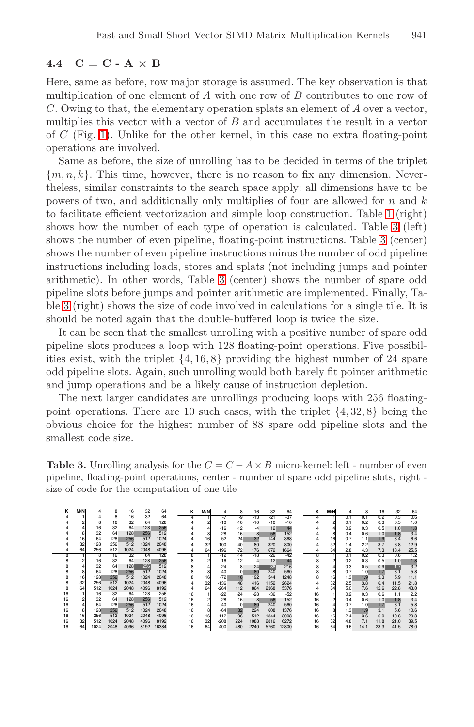### 4.4 C = C - A × B

Here, same as before, row major storage is assumed. The key observation is that multiplication of one element of $A$ with one row of $B$ contributes to one row of $C$. Owing to that, the elementary operation splats an element of $A$ over a vector, multiplies this vector with a vector of $B$ and accumulates the result in a vector of $C$ (Fig. 1). Unlike for the other kernel, in this case no extra floating-point operations are involved.

Same as before, the size of unrolling has to be decided in terms of the triplet $\{m, n, k\}$. This time, however, there is no reason to fix any dimension. Nevertheless, similar constraints to the search space apply: all dimensions have to be powers of two, and additionally only multiples of four are allowed for $n$ and $k$ to facilitate efficient vectorization and simple loop construction. Table 1 (right) shows how the number of each type of operation is calculated. Table 3 (left) shows the number of even pipeline, floating-point instructions. Table 3 (center) shows the number of even pipeline instructions minus the number of odd pipeline instructions including loads, stores and splats (not including jumps and pointer arithmetic). In other words, Table 3 (center) shows the number of spare odd pipeline slots before jumps and pointer arithmetic are implemented. Finally, Table 3 (right) shows the size of code involved in calculations for a single tile. It is should be noted again that the double-buffered loop is twice the size.

It can be seen that the smallest unrolling with a positive number of spare odd pipeline slots produces a loop with 128 floating-point operations. Five possibilities exist, with the triplet $\{4, 16, 8\}$ providing the highest number of 24 spare odd pipeline slots. Again, such unrolling would both barely fit pointer arithmetic and jump operations and be a likely cause of instruction depletion.

The next larger candidates are unrollings producing loops with 256 floating-point operations. There are 10 such cases, with the triplet $\{4, 32, 8\}$ being the obvious choice for the highest number of 88 spare odd pipeline slots and the smallest code size.

**Table 3.** Unrolling analysis for the $C = C - A \times B$ micro-kernel: left - number of even pipeline, floating-point operations, center - number of spare odd pipeline slots, right - size of code for the computation of one tile

Left:

| K | M/N | 4 | 8 | 16 | 32 | 64 |
|---|---|---|---|---|---|---|
| 4 | 1 | 4 | 8 | 16 | 32 | 64 |
| 4 | 2 | 8 | 16 | 32 | 64 | 128 |
| 4 | 4 | 16 | 32 | 64 | 128 | 256 |
| 4 | 8 | 32 | 64 | 128 | 256 | 512 |
| 4 | 16 | 64 | 128 | 256 | 512 | 1024 |
| 4 | 32 | 128 | 256 | 512 | 1024 | 2048 |
| 4 | 64 | 256 | 512 | 1024 | 2048 | 4096 |
| 8 | 1 | 8 | 16 | 32 | 64 | 128 |
| 8 | 2 | 16 | 32 | 64 | 128 | 256 |
| 8 | 4 | 32 | 64 | 128 | 256 | 512 |
| 8 | 8 | 64 | 128 | 256 | 512 | 1024 |
| 8 | 16 | 128 | 256 | 512 | 1024 | 2048 |
| 8 | 32 | 256 | 512 | 1024 | 2048 | 4096 |
| 8 | 64 | 512 | 1024 | 2048 | 4096 | 8192 |
| 16 | 1 | 16 | 32 | 64 | 128 | 256 |
| 16 | 2 | 32 | 64 | 128 | 256 | 512 |
| 16 | 4 | 64 | 128 | 256 | 512 | 1024 |
| 16 | 8 | 128 | 256 | 512 | 1024 | 2048 |
| 16 | 16 | 256 | 512 | 1024 | 2048 | 4096 |
| 16 | 32 | 512 | 1024 | 2048 | 4096 | 8192 |
| 16 | 64 | 1024 | 2048 | 4096 | 8192 | 16384 |

Center:

| K | M/N | 4 | 8 | 16 | 32 | 64 |
|---|---|---|---|---|---|---|
| 4 | 1 | -7 | -9 | -13 | -21 | -37 |
| 4 | 2 | -10 | -10 | -10 | -10 | -10 |
| 4 | 4 | -16 | -12 | -4 | 12 | 44 |
| 4 | 8 | -28 | -16 | 8 | 56 | 152 |
| 4 | 16 | -52 | -24 | 32 | 144 | 368 |
| 4 | 32 | -100 | -40 | 80 | 320 | 800 |
| 4 | 64 | -196 | -72 | 176 | 672 | 1664 |
| 8 | 1 | -12 | -14 | -18 | -26 | -42 |
| 8 | 2 | -16 | -12 | -4 | 12 | 44 |
| 8 | 4 | -24 | -8 | 24 | 88 | 216 |
| 8 | 8 | -40 | 0 | 80 | 240 | 560 |
| 8 | 16 | -72 | 16 | 192 | 544 | 1248 |
| 8 | 32 | -136 | 48 | 416 | 1152 | 2624 |
| 4 | 64 | -264 | 112 | 864 | 2368 | 5376 |
| 16 | 1 | -22 | -24 | -28 | -36 | -52 |
| 16 | 2 | -28 | -16 | 8 | 56 | 152 |
| 16 | 4 | -40 | 0 | 80 | 240 | 560 |
| 16 | 8 | -64 | 32 | 224 | 608 | 1376 |
| 16 | 16 | -112 | 96 | 512 | 1344 | 3008 |
| 16 | 32 | -208 | 224 | 1088 | 2816 | 6272 |
| 16 | 64 | -400 | 480 | 2240 | 5760 | 12800 |

Right:

| K | M/N | 4 | 8 | 16 | 32 | 64 |
|---|---|---|---|---|---|---|
| 4 | 1 | 0.1 | 0.1 | 0.2 | 0.3 | 0.6 |
| 4 | 2 | 0.1 | 0.2 | 0.3 | 0.5 | 1.0 |
| 4 | 4 | 0.2 | 0.3 | 0.5 | 1.0 | 1.8 |
| 4 | 8 | 0.4 | 0.6 | 1.0 | 1.8 | 3.4 |
| 4 | 16 | 0.7 | 1.1 | 1.9 | 3.4 | 6.6 |
| 4 | 32 | 1.4 | 2.2 | 3.7 | 6.8 | 12.9 |
| 4 | 64 | 2.8 | 4.3 | 7.3 | 13.4 | 25.5 |
| 8 | 1 | 0.1 | 0.2 | 0.3 | 0.6 | 1.2 |
| 8 | 2 | 0.2 | 0.3 | 0.5 | 1.0 | 1.8 |
| 8 | 4 | 0.3 | 0.5 | 0.9 | 1.7 | 3.2 |
| 8 | 8 | 0.7 | 1.0 | 1.7 | 3.1 | 5.8 |
| 8 | 16 | 1.3 | 1.9 | 3.3 | 5.9 | 11.1 |
| 4 | 32 | 2.5 | 3.8 | 6.4 | 11.5 | 21.8 |
| 4 | 64 | 5.0 | 7.6 | 12.6 | 22.8 | 43.0 |
| 16 | 1 | 0.2 | 0.3 | 0.6 | 1.1 | 2.2 |
| 16 | 2 | 0.4 | 0.6 | 1.0 | 1.8 | 3.4 |
| 16 | 4 | 0.7 | 1.0 | 1.7 | 3.1 | 5.8 |
| 16 | 8 | 1.3 | 1.9 | 3.1 | 5.6 | 10.6 |
| 16 | 16 | 2.4 | 3.6 | 6.0 | 10.8 | 20.3 |
| 16 | 32 | 4.8 | 7.1 | 11.8 | 21.0 | 39.5 |
| 16 | 64 | 9.6 | 14.1 | 23.3 | 41.5 | 78.0 |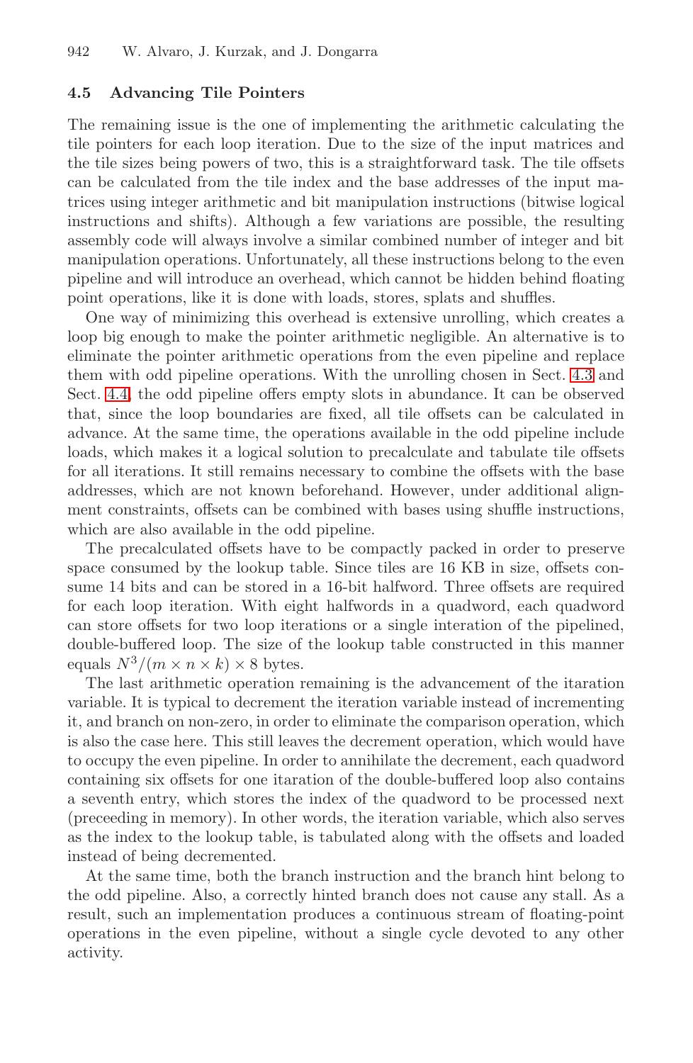### 4.5 Advancing Tile Pointers

The remaining issue is the one of implementing the arithmetic calculating the tile pointers for each loop iteration. Due to the size of the input matrices and the tile sizes being powers of two, this is a straightforward task. The tile offsets can be calculated from the tile index and the base addresses of the input matrices using integer arithmetic and bit manipulation instructions (bitwise logical instructions and shifts). Although a few variations are possible, the resulting assembly code will always involve a similar combined number of integer and bit manipulation operations. Unfortunately, all these instructions belong to the even pipeline and will introduce an overhead, which cannot be hidden behind floating point operations, like it is done with loads, stores, splats and shuffles.

One way of minimizing this overhead is extensive unrolling, which creates a loop big enough to make the pointer arithmetic negligible. An alternative is to eliminate the pointer arithmetic operations from the even pipeline and replace them with odd pipeline operations. With the unrolling chosen in Sect. 4.3 and Sect. 4.4, the odd pipeline offers empty slots in abundance. It can be observed that, since the loop boundaries are fixed, all tile offsets can be calculated in advance. At the same time, the operations available in the odd pipeline include loads, which makes it a logical solution to precalculate and tabulate tile offsets for all iterations. It still remains necessary to combine the offsets with the base addresses, which are not known beforehand. However, under additional alignment constraints, offsets can be combined with bases using shuffle instructions, which are also available in the odd pipeline.

The precalculated offsets have to be compactly packed in order to preserve space consumed by the lookup table. Since tiles are 16 KB in size, offsets consume 14 bits and can be stored in a 16-bit halfword. Three offsets are required for each loop iteration. With eight halfwords in a quadword, each quadword can store offsets for two loop iterations or a single interation of the pipelined, double-buffered loop. The size of the lookup table constructed in this manner equals $N^3/(m \times n \times k) \times 8$ bytes.

The last arithmetic operation remaining is the advancement of the itaration variable. It is typical to decrement the iteration variable instead of incrementing it, and branch on non-zero, in order to eliminate the comparison operation, which is also the case here. This still leaves the decrement operation, which would have to occupy the even pipeline. In order to annihilate the decrement, each quadword containing six offsets for one itaration of the double-buffered loop also contains a seventh entry, which stores the index of the quadword to be processed next (preceeding in memory). In other words, the iteration variable, which also serves as the index to the lookup table, is tabulated along with the offsets and loaded instead of being decremented.

At the same time, both the branch instruction and the branch hint belong to the odd pipeline. Also, a correctly hinted branch does not cause any stall. As a result, such an implementation produces a continuous stream of floating-point operations in the even pipeline, without a single cycle devoted to any other activity.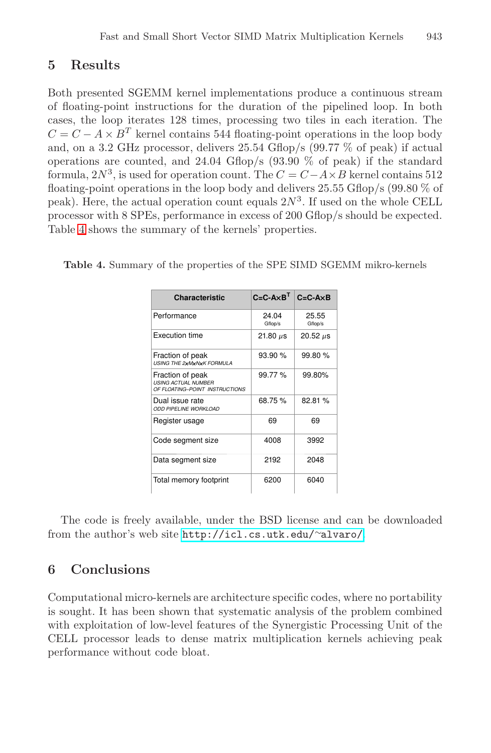## 5 Results

Both presented SGEMM kernel implementations produce a continuous stream of floating-point instructions for the duration of the pipelined loop. In both cases, the loop iterates 128 times, processing two tiles in each iteration. The $C = C - A \times B^T$ kernel contains 544 floating-point operations in the loop body and, on a 3.2 GHz processor, delivers 25.54 Gflop/s (99.77 % of peak) if actual operations are counted, and 24.04 Gflop/s (93.90 % of peak) if the standard formula, $2N^3$, is used for operation count. The $C = C - A \times B$ kernel contains 512 floating-point operations in the loop body and delivers 25.55 Gflop/s (99.80 % of peak). Here, the actual operation count equals $2N^3$. If used on the whole CELL processor with 8 SPEs, performance in excess of 200 Gflop/s should be expected. Table 4 shows the summary of the kernels' properties.

**Table 4.** Summary of the properties of the SPE SIMD SGEMM mikro-kernels

| Characteristic | $C=C-A \times B^T$ | $C=C-A \times B$ |
|---|---|---|
| Performance | 24.04 Gflop/s | 25.55 Gflop/s |
| Execution time | 21.80 $\mu$s | 20.52 $\mu$s |
| Fraction of peak *USING THE 2xMxNxK FORMULA* | 93.90 % | 99.80 % |
| Fraction of peak *USING ACTUAL NUMBER OF FLOATING–POINT INSTRUCTIONS* | 99.77 % | 99.80% |
| Dual issue rate *ODD PIPELINE WORKLOAD* | 68.75 % | 82.81 % |
| Register usage | 69 | 69 |
| Code segment size | 4008 | 3992 |
| Data segment size | 2192 | 2048 |
| Total memory footprint | 6200 | 6040 |

The code is freely available, under the BSD license and can be downloaded from the author's web site http://icl.cs.utk.edu/~alvaro/.

## 6 Conclusions

Computational micro-kernels are architecture specific codes, where no portability is sought. It has been shown that systematic analysis of the problem combined with exploitation of low-level features of the Synergistic Processing Unit of the CELL processor leads to dense matrix multiplication kernels achieving peak performance without code bloat.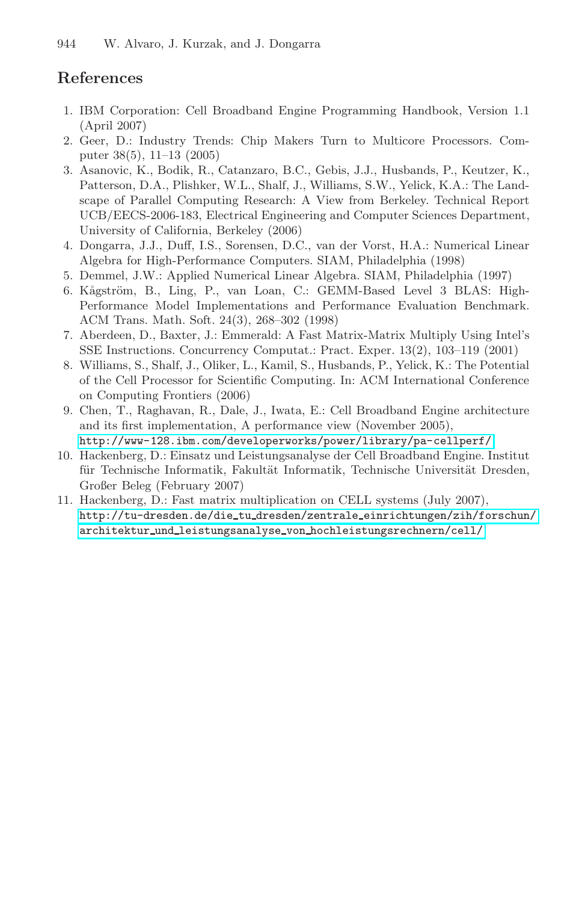## References

1. IBM Corporation: Cell Broadband Engine Programming Handbook, Version 1.1 (April 2007)
2. Geer, D.: Industry Trends: Chip Makers Turn to Multicore Processors. Computer 38(5), 11–13 (2005)
3. Asanovic, K., Bodik, R., Catanzaro, B.C., Gebis, J.J., Husbands, P., Keutzer, K., Patterson, D.A., Plishker, W.L., Shalf, J., Williams, S.W., Yelick, K.A.: The Landscape of Parallel Computing Research: A View from Berkeley. Technical Report UCB/EECS-2006-183, Electrical Engineering and Computer Sciences Department, University of California, Berkeley (2006)
4. Dongarra, J.J., Duff, I.S., Sorensen, D.C., van der Vorst, H.A.: Numerical Linear Algebra for High-Performance Computers. SIAM, Philadelphia (1998)
5. Demmel, J.W.: Applied Numerical Linear Algebra. SIAM, Philadelphia (1997)
6. Kågström, B., Ling, P., van Loan, C.: GEMM-Based Level 3 BLAS: High-Performance Model Implementations and Performance Evaluation Benchmark. ACM Trans. Math. Soft. 24(3), 268–302 (1998)
7. Aberdeen, D., Baxter, J.: Emmerald: A Fast Matrix-Matrix Multiply Using Intel's SSE Instructions. Concurrency Computat.: Pract. Exper. 13(2), 103–119 (2001)
8. Williams, S., Shalf, J., Oliker, L., Kamil, S., Husbands, P., Yelick, K.: The Potential of the Cell Processor for Scientific Computing. In: ACM International Conference on Computing Frontiers (2006)
9. Chen, T., Raghavan, R., Dale, J., Iwata, E.: Cell Broadband Engine architecture and its first implementation, A performance view (November 2005), http://www-128.ibm.com/developerworks/power/library/pa-cellperf/
10. Hackenberg, D.: Einsatz und Leistungsanalyse der Cell Broadband Engine. Institut für Technische Informatik, Fakultät Informatik, Technische Universität Dresden, Großer Beleg (February 2007)
11. Hackenberg, D.: Fast matrix multiplication on CELL systems (July 2007), http://tu-dresden.de/die_tu_dresden/zentrale_einrichtungen/zih/forschun/architektur_und_leistungsanalyse_von_hochleistungsrechnern/cell/